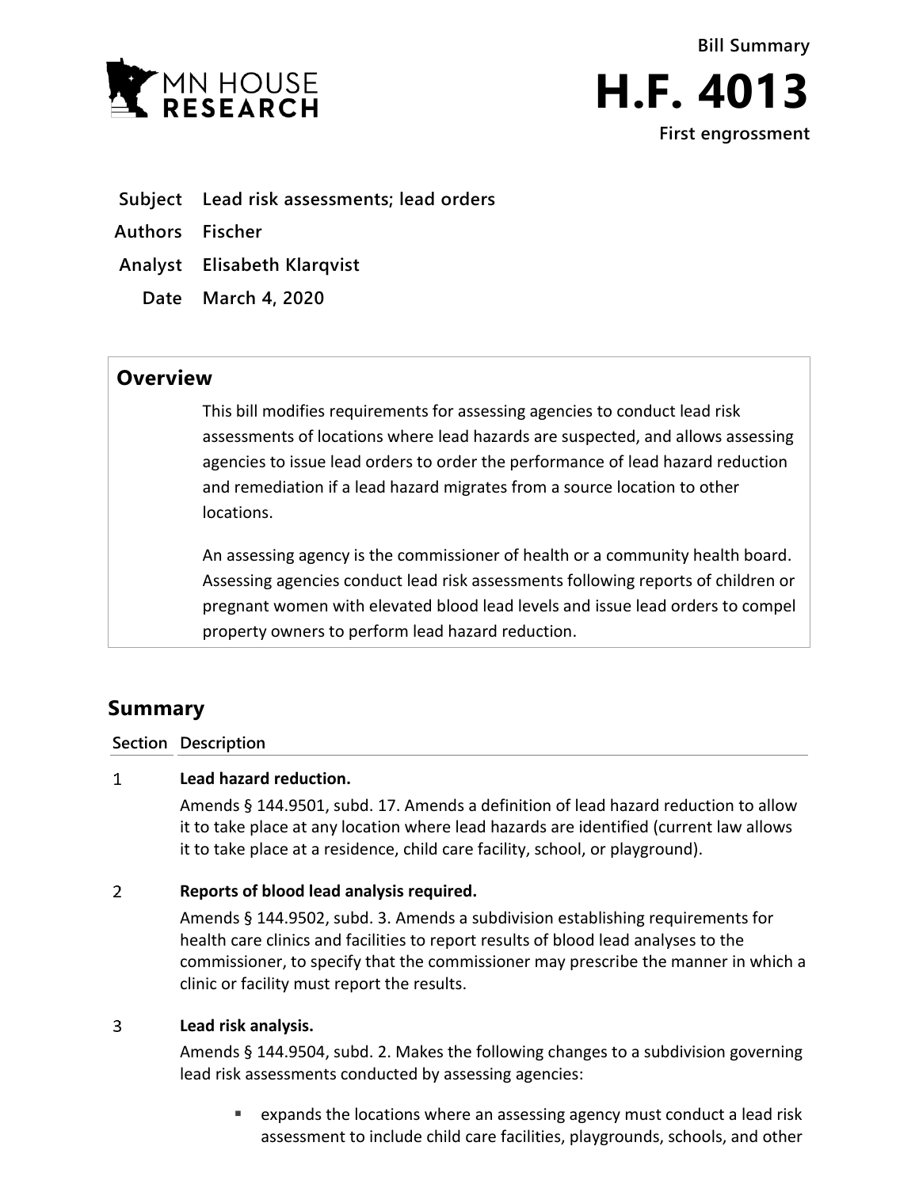MN HOUSE RESEARCH

Bill Summary

# H.F. 4013

First engrossment

**Subject** Lead risk assessments; lead orders

**Authors** Fischer

**Analyst** Elisabeth Klarqvist

**Date** March 4, 2020

## Overview

This bill modifies requirements for assessing agencies to conduct lead risk assessments of locations where lead hazards are suspected, and allows assessing agencies to issue lead orders to order the performance of lead hazard reduction and remediation if a lead hazard migrates from a source location to other locations.

An assessing agency is the commissioner of health or a community health board. Assessing agencies conduct lead risk assessments following reports of children or pregnant women with elevated blood lead levels and issue lead orders to compel property owners to perform lead hazard reduction.

## Summary

| Section | Description |
|---|---|
| 1 | **Lead hazard reduction.**<br>Amends § 144.9501, subd. 17. Amends a definition of lead hazard reduction to allow it to take place at any location where lead hazards are identified (current law allows it to take place at a residence, child care facility, school, or playground). |
| 2 | **Reports of blood lead analysis required.**<br>Amends § 144.9502, subd. 3. Amends a subdivision establishing requirements for health care clinics and facilities to report results of blood lead analyses to the commissioner, to specify that the commissioner may prescribe the manner in which a clinic or facility must report the results. |
| 3 | **Lead risk analysis.**<br>Amends § 144.9504, subd. 2. Makes the following changes to a subdivision governing lead risk assessments conducted by assessing agencies:<br>▪ expands the locations where an assessing agency must conduct a lead risk assessment to include child care facilities, playgrounds, schools, and other |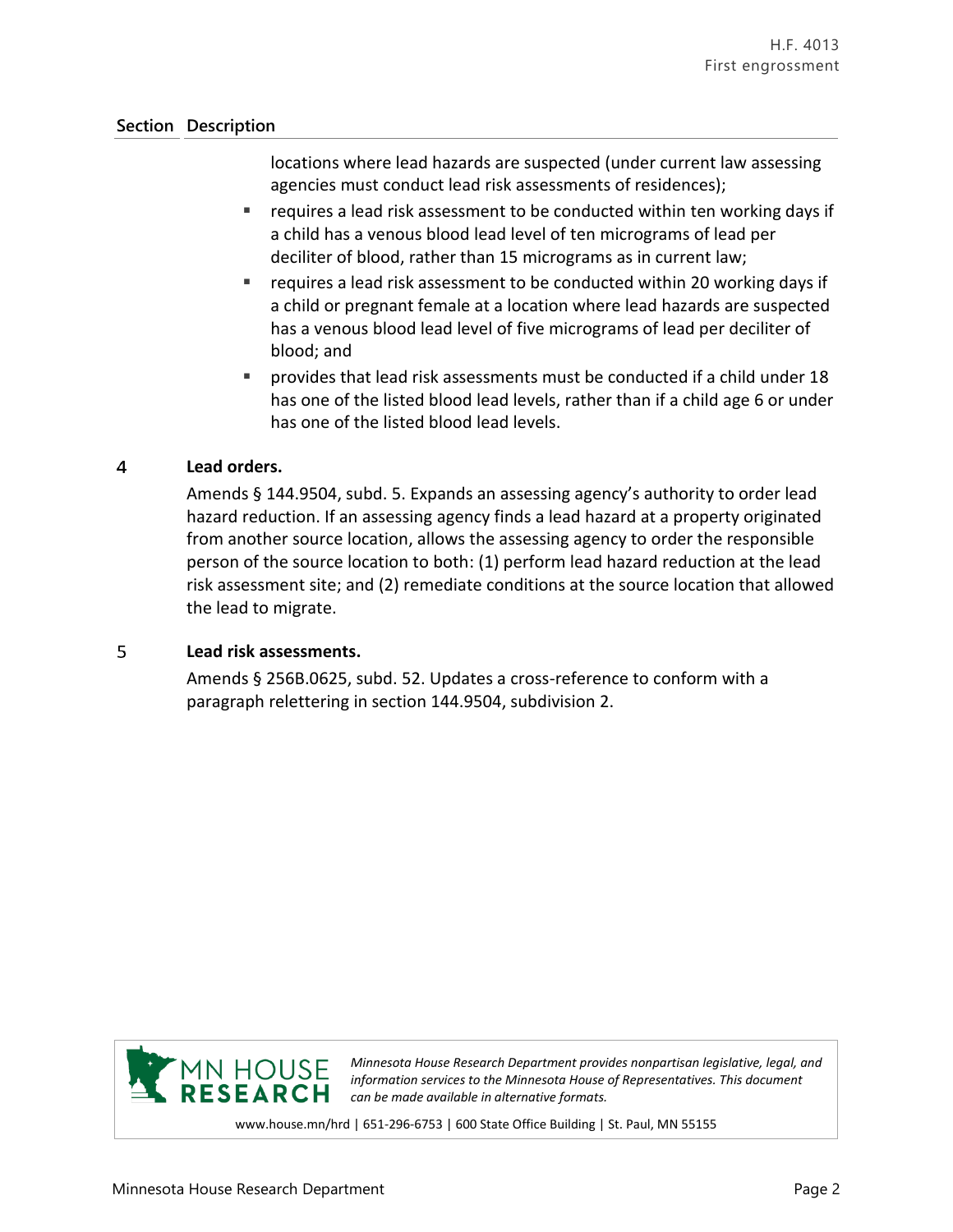| Section | Description |
|---|---|

locations where lead hazards are suspected (under current law assessing agencies must conduct lead risk assessments of residences);

- requires a lead risk assessment to be conducted within ten working days if a child has a venous blood lead level of ten micrograms of lead per deciliter of blood, rather than 15 micrograms as in current law;
- requires a lead risk assessment to be conducted within 20 working days if a child or pregnant female at a location where lead hazards are suspected has a venous blood lead level of five micrograms of lead per deciliter of blood; and
- provides that lead risk assessments must be conducted if a child under 18 has one of the listed blood lead levels, rather than if a child age 6 or under has one of the listed blood lead levels.

4 **Lead orders.**

Amends § 144.9504, subd. 5. Expands an assessing agency's authority to order lead hazard reduction. If an assessing agency finds a lead hazard at a property originated from another source location, allows the assessing agency to order the responsible person of the source location to both: (1) perform lead hazard reduction at the lead risk assessment site; and (2) remediate conditions at the source location that allowed the lead to migrate.

5 **Lead risk assessments.**

Amends § 256B.0625, subd. 52. Updates a cross-reference to conform with a paragraph relettering in section 144.9504, subdivision 2.

*Minnesota House Research Department provides nonpartisan legislative, legal, and information services to the Minnesota House of Representatives. This document can be made available in alternative formats.*

www.house.mn/hrd | 651-296-6753 | 600 State Office Building | St. Paul, MN 55155